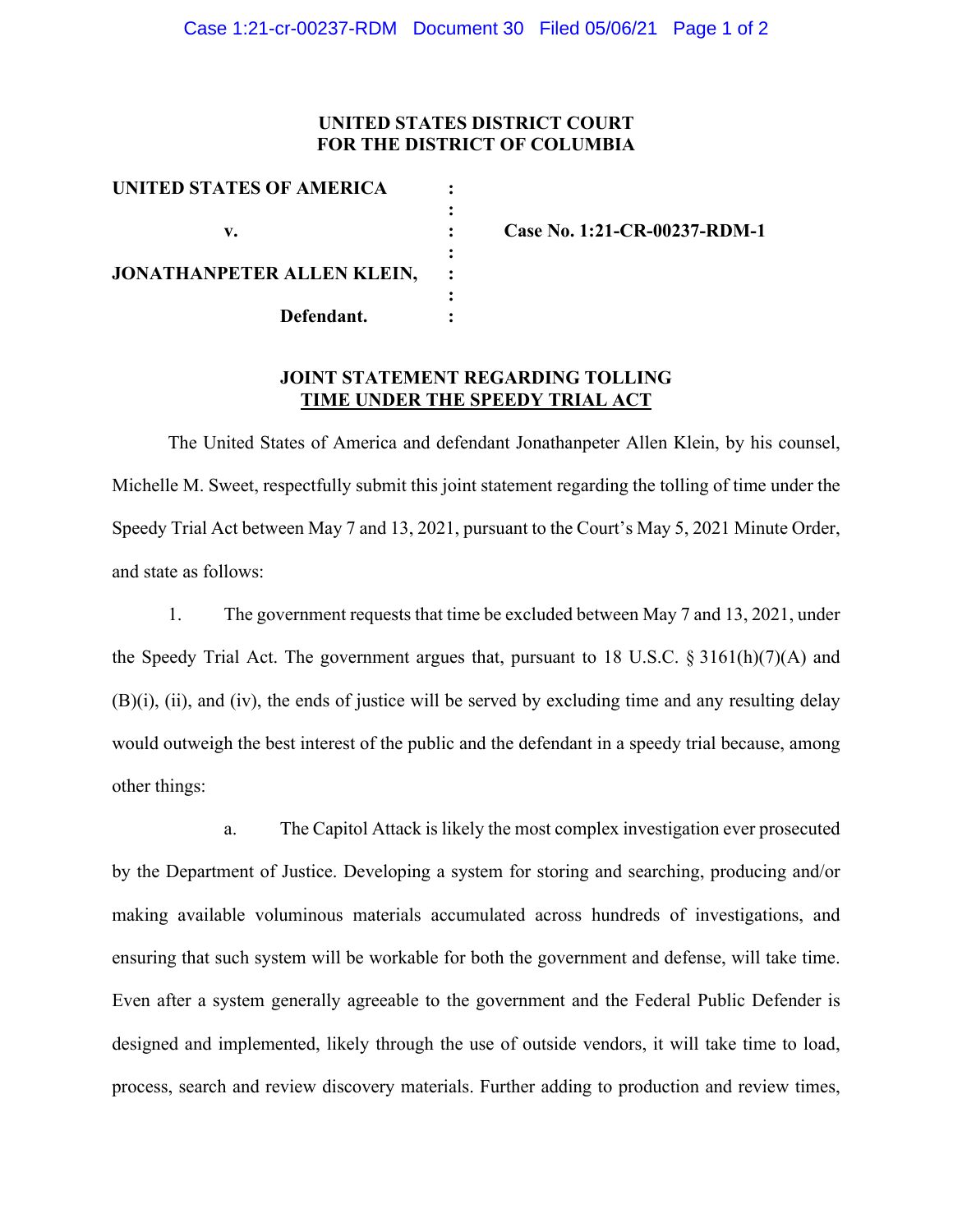**UNITED STATES DISTRICT COURT**
**FOR THE DISTRICT OF COLUMBIA**

| | | |
|---|---|---|
| **UNITED STATES OF AMERICA** | : | |
| | : | |
| **v.** | : | **Case No. 1:21-CR-00237-RDM-1** |
| | : | |
| **JONATHANPETER ALLEN KLEIN,** | : | |
| | : | |
| **Defendant.** | : | |

## JOINT STATEMENT REGARDING TOLLING TIME UNDER THE SPEEDY TRIAL ACT

The United States of America and defendant Jonathanpeter Allen Klein, by his counsel, Michelle M. Sweet, respectfully submit this joint statement regarding the tolling of time under the Speedy Trial Act between May 7 and 13, 2021, pursuant to the Court's May 5, 2021 Minute Order, and state as follows:

1. The government requests that time be excluded between May 7 and 13, 2021, under the Speedy Trial Act. The government argues that, pursuant to 18 U.S.C. § 3161(h)(7)(A) and (B)(i), (ii), and (iv), the ends of justice will be served by excluding time and any resulting delay would outweigh the best interest of the public and the defendant in a speedy trial because, among other things:

   a. The Capitol Attack is likely the most complex investigation ever prosecuted by the Department of Justice. Developing a system for storing and searching, producing and/or making available voluminous materials accumulated across hundreds of investigations, and ensuring that such system will be workable for both the government and defense, will take time. Even after a system generally agreeable to the government and the Federal Public Defender is designed and implemented, likely through the use of outside vendors, it will take time to load, process, search and review discovery materials. Further adding to production and review times,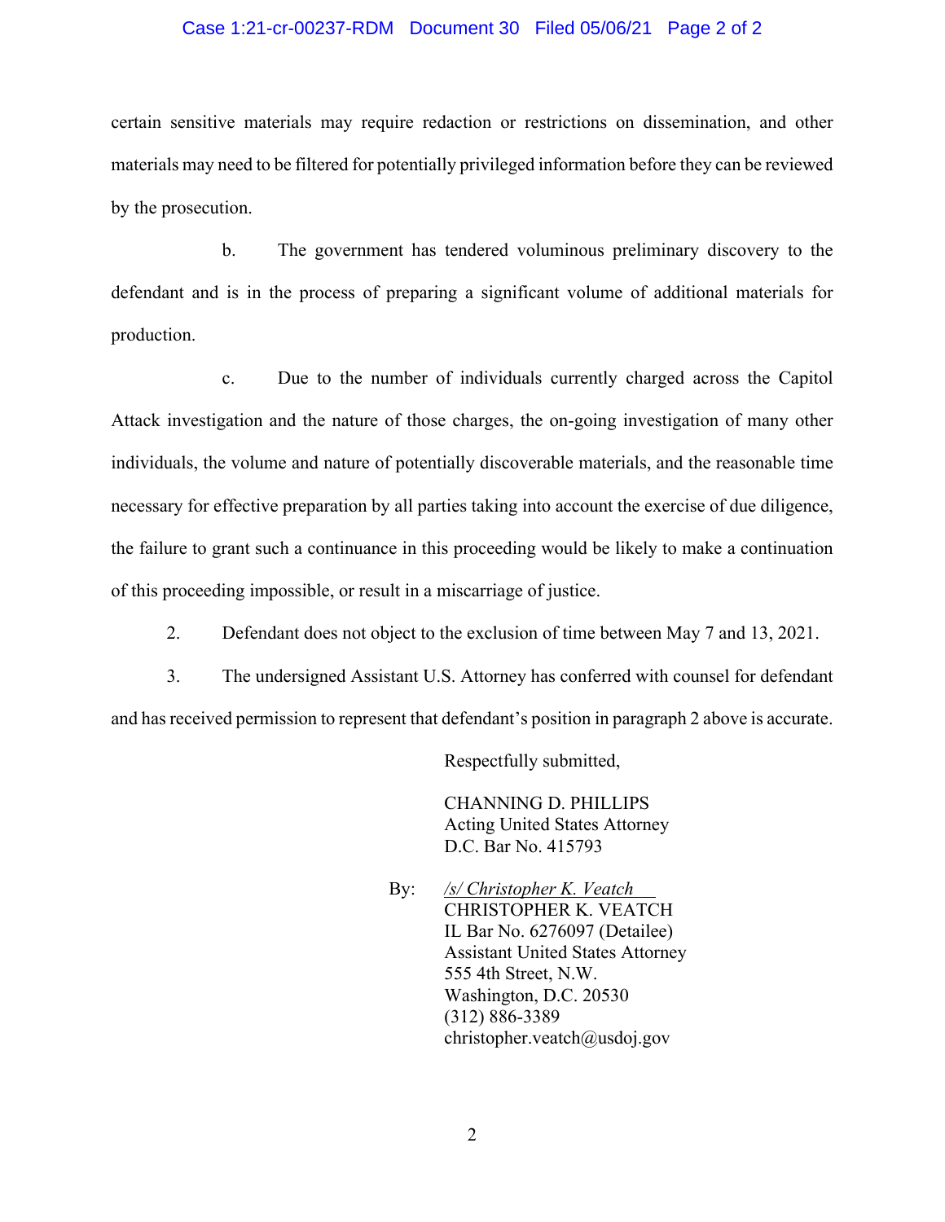certain sensitive materials may require redaction or restrictions on dissemination, and other materials may need to be filtered for potentially privileged information before they can be reviewed by the prosecution.

b. The government has tendered voluminous preliminary discovery to the defendant and is in the process of preparing a significant volume of additional materials for production.

c. Due to the number of individuals currently charged across the Capitol Attack investigation and the nature of those charges, the on-going investigation of many other individuals, the volume and nature of potentially discoverable materials, and the reasonable time necessary for effective preparation by all parties taking into account the exercise of due diligence, the failure to grant such a continuance in this proceeding would be likely to make a continuation of this proceeding impossible, or result in a miscarriage of justice.

2. Defendant does not object to the exclusion of time between May 7 and 13, 2021.

3. The undersigned Assistant U.S. Attorney has conferred with counsel for defendant and has received permission to represent that defendant's position in paragraph 2 above is accurate.

Respectfully submitted,

CHANNING D. PHILLIPS
Acting United States Attorney
D.C. Bar No. 415793

By: */s/ Christopher K. Veatch*
CHRISTOPHER K. VEATCH
IL Bar No. 6276097 (Detailee)
Assistant United States Attorney
555 4th Street, N.W.
Washington, D.C. 20530
(312) 886-3389
christopher.veatch@usdoj.gov